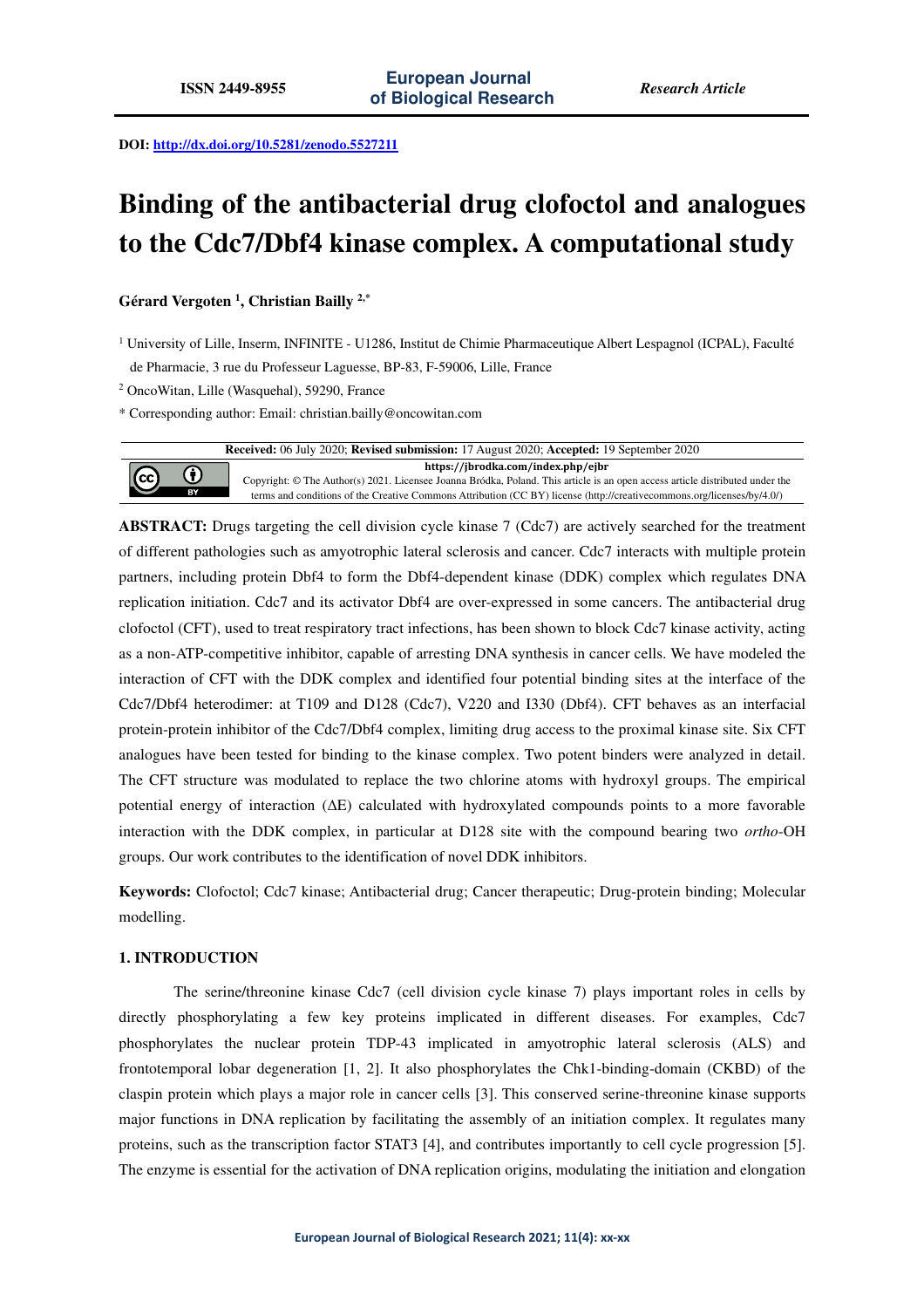DOI: http://dx.doi.org/10.5281/zenodo.5527211

# Binding of the antibacterial drug clofoctol and analogues to the Cdc7/Dbf4 kinase complex. A computational study

**Gérard Vergoten [1], Christian Bailly [2,*]**

[1] University of Lille, Inserm, INFINITE - U1286, Institut de Chimie Pharmaceutique Albert Lespagnol (ICPAL), Faculté de Pharmacie, 3 rue du Professeur Laguesse, BP-83, F-59006, Lille, France

[2] OncoWitan, Lille (Wasquehal), 59290, France

* Corresponding author: Email: christian.bailly@oncowitan.com

**Received:** 06 July 2020; **Revised submission:** 17 August 2020; **Accepted:** 19 September 2020

https://jbrodka.com/index.php/ejbr

Copyright: © The Author(s) 2021. Licensee Joanna Bródka, Poland. This article is an open access article distributed under the terms and conditions of the Creative Commons Attribution (CC BY) license (http://creativecommons.org/licenses/by/4.0/)

**ABSTRACT:** Drugs targeting the cell division cycle kinase 7 (Cdc7) are actively searched for the treatment of different pathologies such as amyotrophic lateral sclerosis and cancer. Cdc7 interacts with multiple protein partners, including protein Dbf4 to form the Dbf4-dependent kinase (DDK) complex which regulates DNA replication initiation. Cdc7 and its activator Dbf4 are over-expressed in some cancers. The antibacterial drug clofoctol (CFT), used to treat respiratory tract infections, has been shown to block Cdc7 kinase activity, acting as a non-ATP-competitive inhibitor, capable of arresting DNA synthesis in cancer cells. We have modeled the interaction of CFT with the DDK complex and identified four potential binding sites at the interface of the Cdc7/Dbf4 heterodimer: at T109 and D128 (Cdc7), V220 and I330 (Dbf4). CFT behaves as an interfacial protein-protein inhibitor of the Cdc7/Dbf4 complex, limiting drug access to the proximal kinase site. Six CFT analogues have been tested for binding to the kinase complex. Two potent binders were analyzed in detail. The CFT structure was modulated to replace the two chlorine atoms with hydroxyl groups. The empirical potential energy of interaction (ΔE) calculated with hydroxylated compounds points to a more favorable interaction with the DDK complex, in particular at D128 site with the compound bearing two *ortho*-OH groups. Our work contributes to the identification of novel DDK inhibitors.

**Keywords:** Clofoctol; Cdc7 kinase; Antibacterial drug; Cancer therapeutic; Drug-protein binding; Molecular modelling.

## 1. INTRODUCTION

The serine/threonine kinase Cdc7 (cell division cycle kinase 7) plays important roles in cells by directly phosphorylating a few key proteins implicated in different diseases. For examples, Cdc7 phosphorylates the nuclear protein TDP-43 implicated in amyotrophic lateral sclerosis (ALS) and frontotemporal lobar degeneration [1, 2]. It also phosphorylates the Chk1-binding-domain (CKBD) of the claspin protein which plays a major role in cancer cells [3]. This conserved serine-threonine kinase supports major functions in DNA replication by facilitating the assembly of an initiation complex. It regulates many proteins, such as the transcription factor STAT3 [4], and contributes importantly to cell cycle progression [5]. The enzyme is essential for the activation of DNA replication origins, modulating the initiation and elongation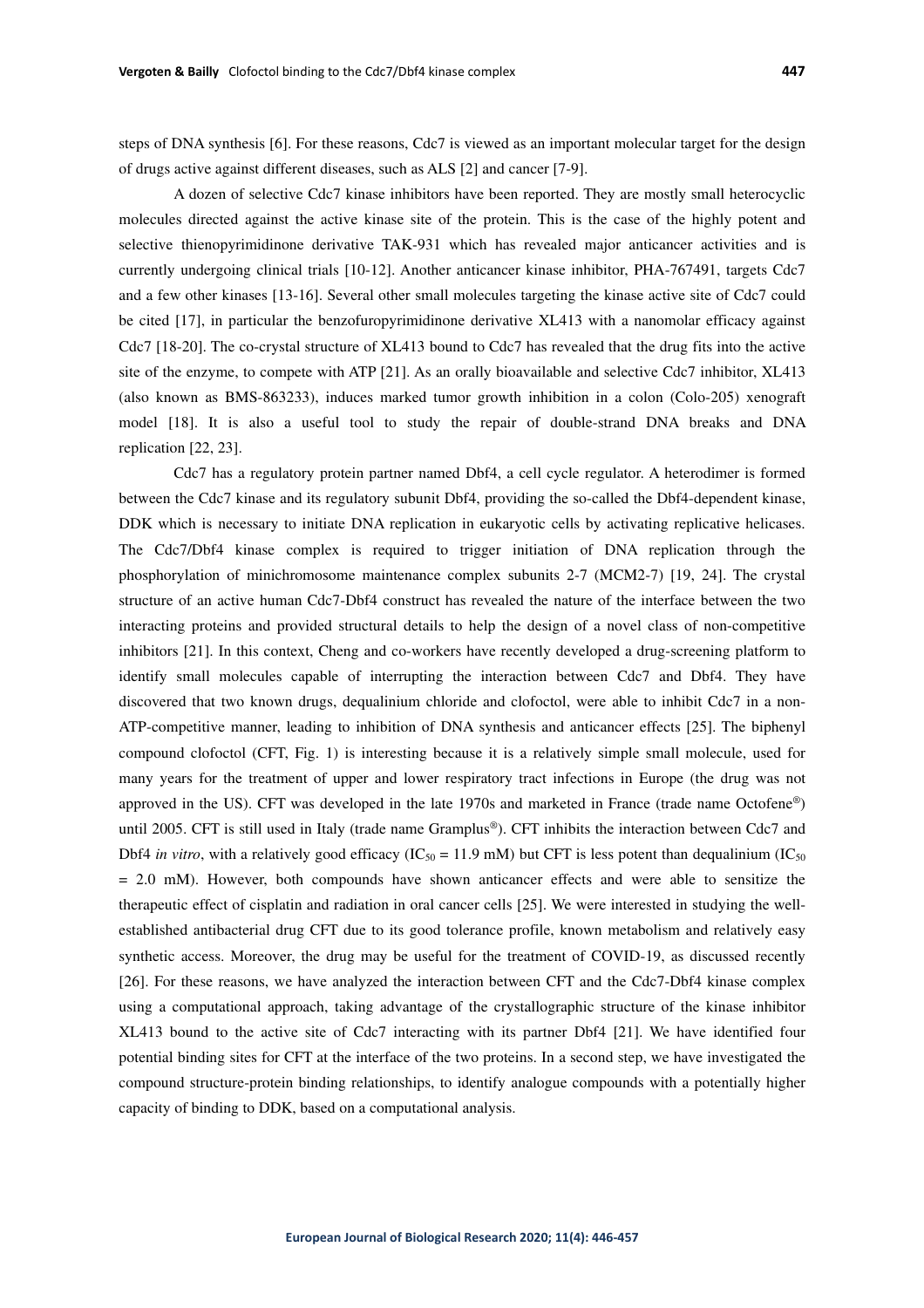steps of DNA synthesis [6]. For these reasons, Cdc7 is viewed as an important molecular target for the design of drugs active against different diseases, such as ALS [2] and cancer [7-9].

A dozen of selective Cdc7 kinase inhibitors have been reported. They are mostly small heterocyclic molecules directed against the active kinase site of the protein. This is the case of the highly potent and selective thienopyrimidinone derivative TAK-931 which has revealed major anticancer activities and is currently undergoing clinical trials [10-12]. Another anticancer kinase inhibitor, PHA-767491, targets Cdc7 and a few other kinases [13-16]. Several other small molecules targeting the kinase active site of Cdc7 could be cited [17], in particular the benzofuropyrimidinone derivative XL413 with a nanomolar efficacy against Cdc7 [18-20]. The co-crystal structure of XL413 bound to Cdc7 has revealed that the drug fits into the active site of the enzyme, to compete with ATP [21]. As an orally bioavailable and selective Cdc7 inhibitor, XL413 (also known as BMS-863233), induces marked tumor growth inhibition in a colon (Colo-205) xenograft model [18]. It is also a useful tool to study the repair of double-strand DNA breaks and DNA replication [22, 23].

Cdc7 has a regulatory protein partner named Dbf4, a cell cycle regulator. A heterodimer is formed between the Cdc7 kinase and its regulatory subunit Dbf4, providing the so-called the Dbf4-dependent kinase, DDK which is necessary to initiate DNA replication in eukaryotic cells by activating replicative helicases. The Cdc7/Dbf4 kinase complex is required to trigger initiation of DNA replication through the phosphorylation of minichromosome maintenance complex subunits 2-7 (MCM2-7) [19, 24]. The crystal structure of an active human Cdc7-Dbf4 construct has revealed the nature of the interface between the two interacting proteins and provided structural details to help the design of a novel class of non-competitive inhibitors [21]. In this context, Cheng and co-workers have recently developed a drug-screening platform to identify small molecules capable of interrupting the interaction between Cdc7 and Dbf4. They have discovered that two known drugs, dequalinium chloride and clofoctol, were able to inhibit Cdc7 in a non-ATP-competitive manner, leading to inhibition of DNA synthesis and anticancer effects [25]. The biphenyl compound clofoctol (CFT, Fig. 1) is interesting because it is a relatively simple small molecule, used for many years for the treatment of upper and lower respiratory tract infections in Europe (the drug was not approved in the US). CFT was developed in the late 1970s and marketed in France (trade name Octofene®) until 2005. CFT is still used in Italy (trade name Gramplus®). CFT inhibits the interaction between Cdc7 and Dbf4 *in vitro*, with a relatively good efficacy ($IC_{50}$ = 11.9 mM) but CFT is less potent than dequalinium ($IC_{50}$ = 2.0 mM). However, both compounds have shown anticancer effects and were able to sensitize the therapeutic effect of cisplatin and radiation in oral cancer cells [25]. We were interested in studying the well-established antibacterial drug CFT due to its good tolerance profile, known metabolism and relatively easy synthetic access. Moreover, the drug may be useful for the treatment of COVID-19, as discussed recently [26]. For these reasons, we have analyzed the interaction between CFT and the Cdc7-Dbf4 kinase complex using a computational approach, taking advantage of the crystallographic structure of the kinase inhibitor XL413 bound to the active site of Cdc7 interacting with its partner Dbf4 [21]. We have identified four potential binding sites for CFT at the interface of the two proteins. In a second step, we have investigated the compound structure-protein binding relationships, to identify analogue compounds with a potentially higher capacity of binding to DDK, based on a computational analysis.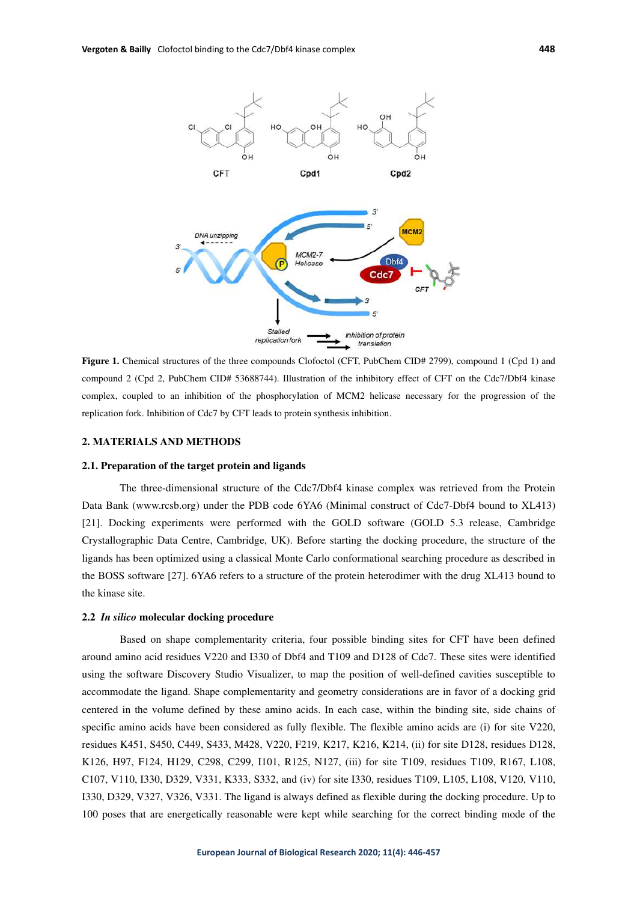**Figure 1.** Chemical structures of the three compounds Clofoctol (CFT, PubChem CID# 2799), compound 1 (Cpd 1) and compound 2 (Cpd 2, PubChem CID# 53688744). Illustration of the inhibitory effect of CFT on the Cdc7/Dbf4 kinase complex, coupled to an inhibition of the phosphorylation of MCM2 helicase necessary for the progression of the replication fork. Inhibition of Cdc7 by CFT leads to protein synthesis inhibition.

## 2. MATERIALS AND METHODS

### 2.1. Preparation of the target protein and ligands

The three-dimensional structure of the Cdc7/Dbf4 kinase complex was retrieved from the Protein Data Bank (www.rcsb.org) under the PDB code 6YA6 (Minimal construct of Cdc7-Dbf4 bound to XL413) [21]. Docking experiments were performed with the GOLD software (GOLD 5.3 release, Cambridge Crystallographic Data Centre, Cambridge, UK). Before starting the docking procedure, the structure of the ligands has been optimized using a classical Monte Carlo conformational searching procedure as described in the BOSS software [27]. 6YA6 refers to a structure of the protein heterodimer with the drug XL413 bound to the kinase site.

### 2.2 *In silico* molecular docking procedure

Based on shape complementarity criteria, four possible binding sites for CFT have been defined around amino acid residues V220 and I330 of Dbf4 and T109 and D128 of Cdc7. These sites were identified using the software Discovery Studio Visualizer, to map the position of well-defined cavities susceptible to accommodate the ligand. Shape complementarity and geometry considerations are in favor of a docking grid centered in the volume defined by these amino acids. In each case, within the binding site, side chains of specific amino acids have been considered as fully flexible. The flexible amino acids are (i) for site V220, residues K451, S450, C449, S433, M428, V220, F219, K217, K216, K214, (ii) for site D128, residues D128, K126, H97, F124, H129, C298, C299, I101, R125, N127, (iii) for site T109, residues T109, R167, L108, C107, V110, I330, D329, V331, K333, S332, and (iv) for site I330, residues T109, L105, L108, V120, V110, I330, D329, V327, V326, V331. The ligand is always defined as flexible during the docking procedure. Up to 100 poses that are energetically reasonable were kept while searching for the correct binding mode of the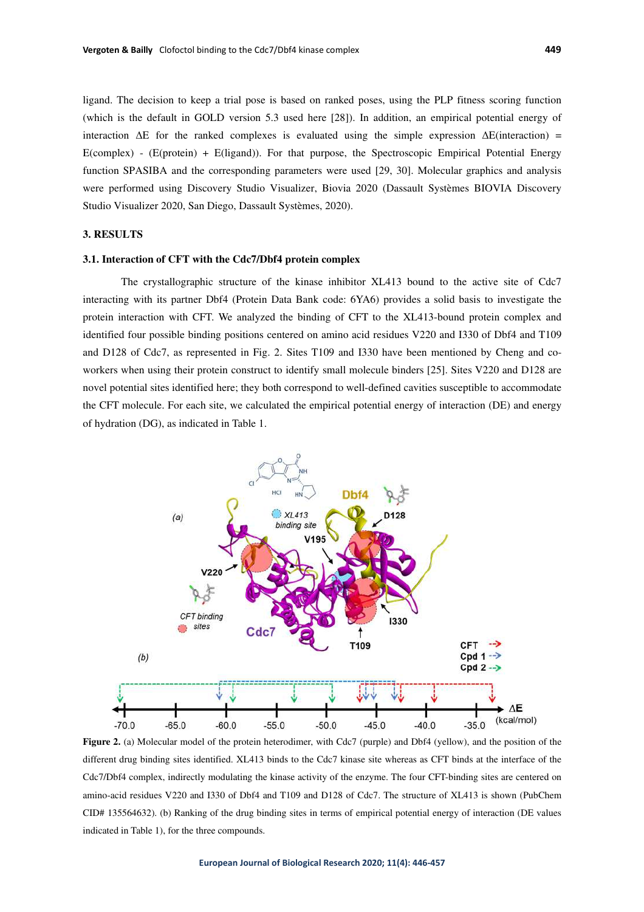ligand. The decision to keep a trial pose is based on ranked poses, using the PLP fitness scoring function (which is the default in GOLD version 5.3 used here [28]). In addition, an empirical potential energy of interaction ΔE for the ranked complexes is evaluated using the simple expression ΔE(interaction) = E(complex) - (E(protein) + E(ligand)). For that purpose, the Spectroscopic Empirical Potential Energy function SPASIBA and the corresponding parameters were used [29, 30]. Molecular graphics and analysis were performed using Discovery Studio Visualizer, Biovia 2020 (Dassault Systèmes BIOVIA Discovery Studio Visualizer 2020, San Diego, Dassault Systèmes, 2020).

## 3. RESULTS

### 3.1. Interaction of CFT with the Cdc7/Dbf4 protein complex

The crystallographic structure of the kinase inhibitor XL413 bound to the active site of Cdc7 interacting with its partner Dbf4 (Protein Data Bank code: 6YA6) provides a solid basis to investigate the protein interaction with CFT. We analyzed the binding of CFT to the XL413-bound protein complex and identified four possible binding positions centered on amino acid residues V220 and I330 of Dbf4 and T109 and D128 of Cdc7, as represented in Fig. 2. Sites T109 and I330 have been mentioned by Cheng and co-workers when using their protein construct to identify small molecule binders [25]. Sites V220 and D128 are novel potential sites identified here; they both correspond to well-defined cavities susceptible to accommodate the CFT molecule. For each site, we calculated the empirical potential energy of interaction (DE) and energy of hydration (DG), as indicated in Table 1.

**Figure 2.** (a) Molecular model of the protein heterodimer, with Cdc7 (purple) and Dbf4 (yellow), and the position of the different drug binding sites identified. XL413 binds to the Cdc7 kinase site whereas as CFT binds at the interface of the Cdc7/Dbf4 complex, indirectly modulating the kinase activity of the enzyme. The four CFT-binding sites are centered on amino-acid residues V220 and I330 of Dbf4 and T109 and D128 of Cdc7. The structure of XL413 is shown (PubChem CID# 135564632). (b) Ranking of the drug binding sites in terms of empirical potential energy of interaction (DE values indicated in Table 1), for the three compounds.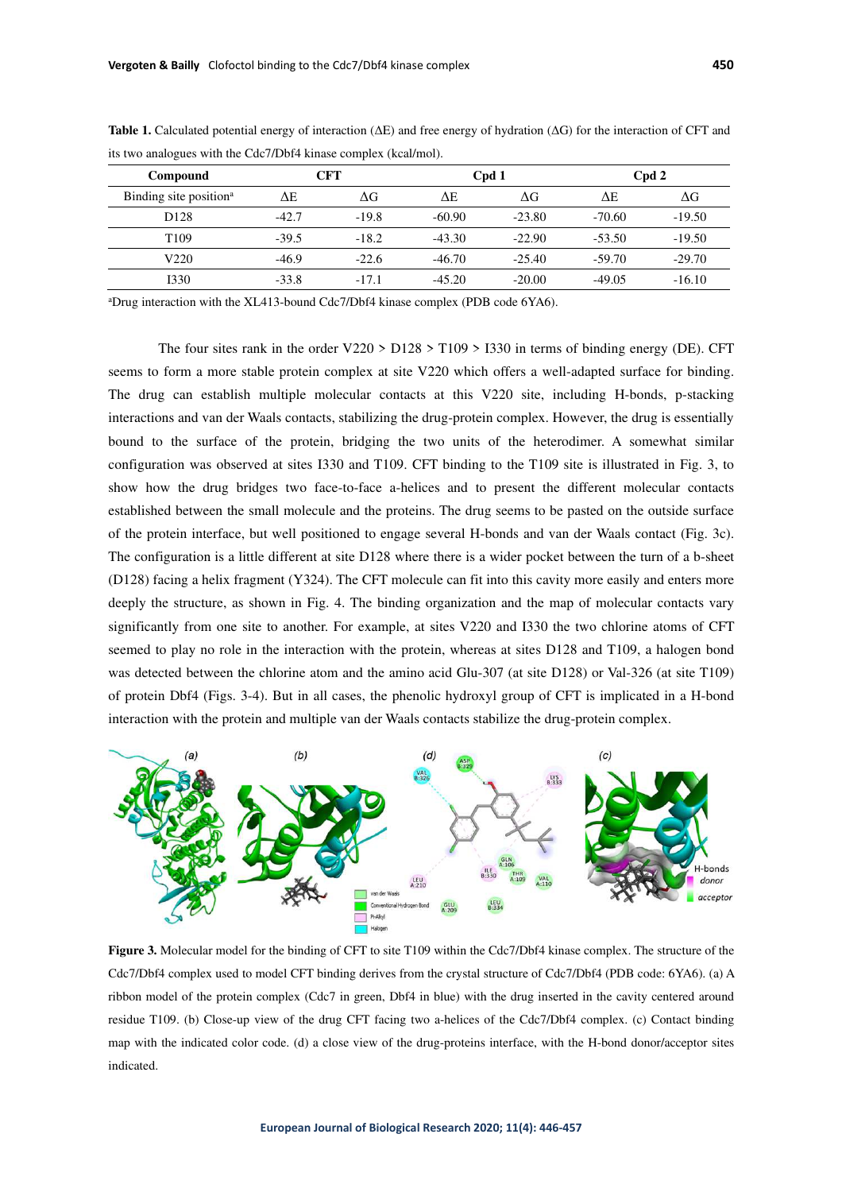**Table 1.** Calculated potential energy of interaction (ΔE) and free energy of hydration (ΔG) for the interaction of CFT and its two analogues with the Cdc7/Dbf4 kinase complex (kcal/mol).

| Compound | CFT | | Cpd 1 | | Cpd 2 | |
|---|---|---|---|---|---|---|
| Binding site position[a] | ΔE | ΔG | ΔE | ΔG | ΔE | ΔG |
| D128 | -42.7 | -19.8 | -60.90 | -23.80 | -70.60 | -19.50 |
| T109 | -39.5 | -18.2 | -43.30 | -22.90 | -53.50 | -19.50 |
| V220 | -46.9 | -22.6 | -46.70 | -25.40 | -59.70 | -29.70 |
| I330 | -33.8 | -17.1 | -45.20 | -20.00 | -49.05 | -16.10 |

[a]Drug interaction with the XL413-bound Cdc7/Dbf4 kinase complex (PDB code 6YA6).

The four sites rank in the order V220 > D128 > T109 > I330 in terms of binding energy (DE). CFT seems to form a more stable protein complex at site V220 which offers a well-adapted surface for binding. The drug can establish multiple molecular contacts at this V220 site, including H-bonds, p-stacking interactions and van der Waals contacts, stabilizing the drug-protein complex. However, the drug is essentially bound to the surface of the protein, bridging the two units of the heterodimer. A somewhat similar configuration was observed at sites I330 and T109. CFT binding to the T109 site is illustrated in Fig. 3, to show how the drug bridges two face-to-face a-helices and to present the different molecular contacts established between the small molecule and the proteins. The drug seems to be pasted on the outside surface of the protein interface, but well positioned to engage several H-bonds and van der Waals contact (Fig. 3c). The configuration is a little different at site D128 where there is a wider pocket between the turn of a b-sheet (D128) facing a helix fragment (Y324). The CFT molecule can fit into this cavity more easily and enters more deeply the structure, as shown in Fig. 4. The binding organization and the map of molecular contacts vary significantly from one site to another. For example, at sites V220 and I330 the two chlorine atoms of CFT seemed to play no role in the interaction with the protein, whereas at sites D128 and T109, a halogen bond was detected between the chlorine atom and the amino acid Glu-307 (at site D128) or Val-326 (at site T109) of protein Dbf4 (Figs. 3-4). But in all cases, the phenolic hydroxyl group of CFT is implicated in a H-bond interaction with the protein and multiple van der Waals contacts stabilize the drug-protein complex.

**Figure 3.** Molecular model for the binding of CFT to site T109 within the Cdc7/Dbf4 kinase complex. The structure of the Cdc7/Dbf4 complex used to model CFT binding derives from the crystal structure of Cdc7/Dbf4 (PDB code: 6YA6). (a) A ribbon model of the protein complex (Cdc7 in green, Dbf4 in blue) with the drug inserted in the cavity centered around residue T109. (b) Close-up view of the drug CFT facing two a-helices of the Cdc7/Dbf4 complex. (c) Contact binding map with the indicated color code. (d) a close view of the drug-proteins interface, with the H-bond donor/acceptor sites indicated.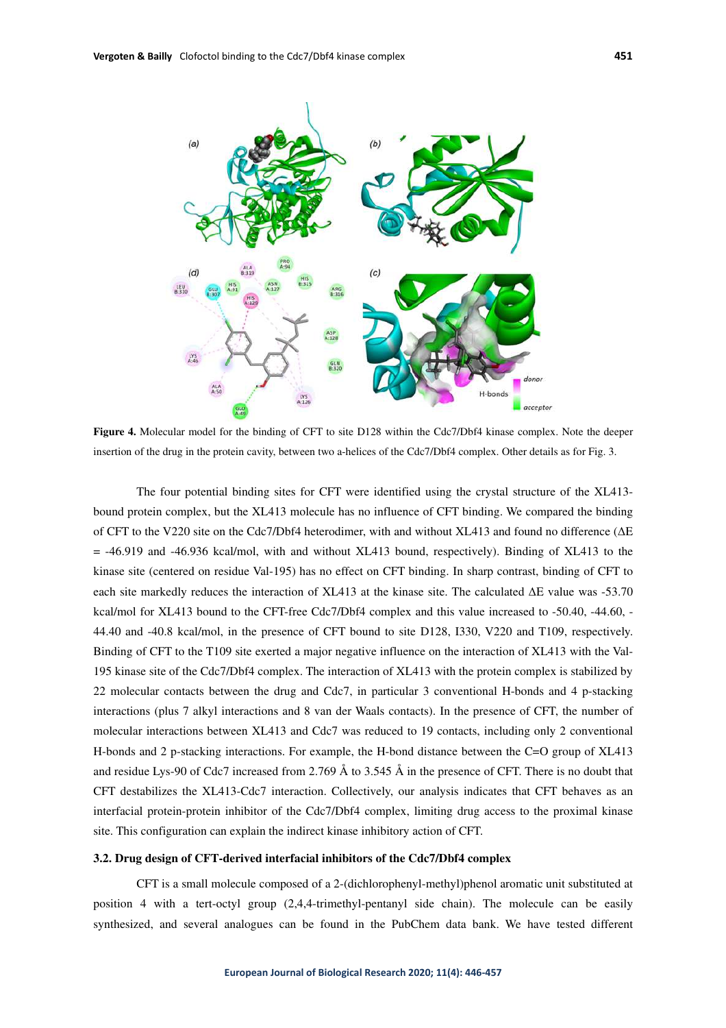**Figure 4.** Molecular model for the binding of CFT to site D128 within the Cdc7/Dbf4 kinase complex. Note the deeper insertion of the drug in the protein cavity, between two a-helices of the Cdc7/Dbf4 complex. Other details as for Fig. 3.

The four potential binding sites for CFT were identified using the crystal structure of the XL413-bound protein complex, but the XL413 molecule has no influence of CFT binding. We compared the binding of CFT to the V220 site on the Cdc7/Dbf4 heterodimer, with and without XL413 and found no difference ($\Delta E$ = -46.919 and -46.936 kcal/mol, with and without XL413 bound, respectively). Binding of XL413 to the kinase site (centered on residue Val-195) has no effect on CFT binding. In sharp contrast, binding of CFT to each site markedly reduces the interaction of XL413 at the kinase site. The calculated $\Delta E$ value was -53.70 kcal/mol for XL413 bound to the CFT-free Cdc7/Dbf4 complex and this value increased to -50.40, -44.60, -44.40 and -40.8 kcal/mol, in the presence of CFT bound to site D128, I330, V220 and T109, respectively. Binding of CFT to the T109 site exerted a major negative influence on the interaction of XL413 with the Val-195 kinase site of the Cdc7/Dbf4 complex. The interaction of XL413 with the protein complex is stabilized by 22 molecular contacts between the drug and Cdc7, in particular 3 conventional H-bonds and 4 p-stacking interactions (plus 7 alkyl interactions and 8 van der Waals contacts). In the presence of CFT, the number of molecular interactions between XL413 and Cdc7 was reduced to 19 contacts, including only 2 conventional H-bonds and 2 p-stacking interactions. For example, the H-bond distance between the C=O group of XL413 and residue Lys-90 of Cdc7 increased from 2.769 Å to 3.545 Å in the presence of CFT. There is no doubt that CFT destabilizes the XL413-Cdc7 interaction. Collectively, our analysis indicates that CFT behaves as an interfacial protein-protein inhibitor of the Cdc7/Dbf4 complex, limiting drug access to the proximal kinase site. This configuration can explain the indirect kinase inhibitory action of CFT.

### 3.2. Drug design of CFT-derived interfacial inhibitors of the Cdc7/Dbf4 complex

CFT is a small molecule composed of a 2-(dichlorophenyl-methyl)phenol aromatic unit substituted at position 4 with a tert-octyl group (2,4,4-trimethyl-pentanyl side chain). The molecule can be easily synthesized, and several analogues can be found in the PubChem data bank. We have tested different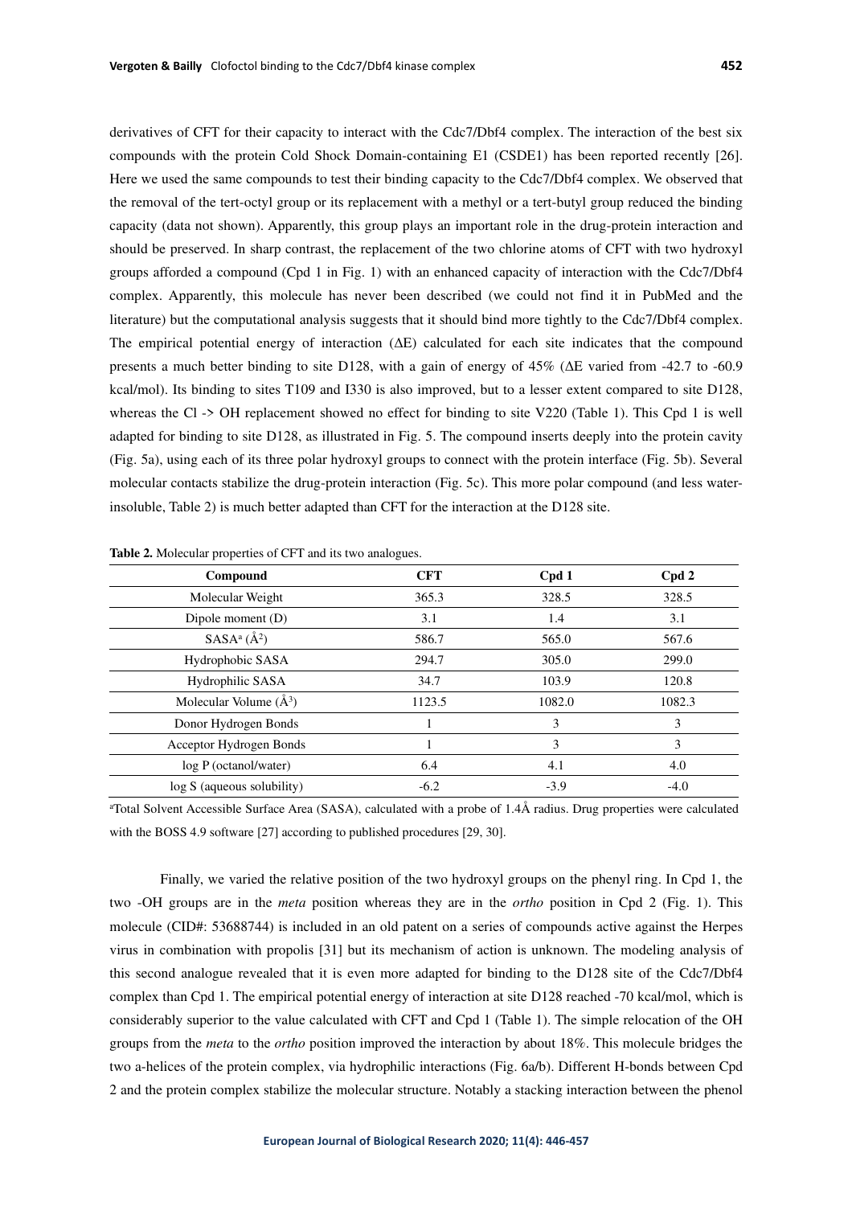derivatives of CFT for their capacity to interact with the Cdc7/Dbf4 complex. The interaction of the best six compounds with the protein Cold Shock Domain-containing E1 (CSDE1) has been reported recently [26]. Here we used the same compounds to test their binding capacity to the Cdc7/Dbf4 complex. We observed that the removal of the tert-octyl group or its replacement with a methyl or a tert-butyl group reduced the binding capacity (data not shown). Apparently, this group plays an important role in the drug-protein interaction and should be preserved. In sharp contrast, the replacement of the two chlorine atoms of CFT with two hydroxyl groups afforded a compound (Cpd 1 in Fig. 1) with an enhanced capacity of interaction with the Cdc7/Dbf4 complex. Apparently, this molecule has never been described (we could not find it in PubMed and the literature) but the computational analysis suggests that it should bind more tightly to the Cdc7/Dbf4 complex. The empirical potential energy of interaction (ΔE) calculated for each site indicates that the compound presents a much better binding to site D128, with a gain of energy of 45% (ΔE varied from -42.7 to -60.9 kcal/mol). Its binding to sites T109 and I330 is also improved, but to a lesser extent compared to site D128, whereas the Cl -> OH replacement showed no effect for binding to site V220 (Table 1). This Cpd 1 is well adapted for binding to site D128, as illustrated in Fig. 5. The compound inserts deeply into the protein cavity (Fig. 5a), using each of its three polar hydroxyl groups to connect with the protein interface (Fig. 5b). Several molecular contacts stabilize the drug-protein interaction (Fig. 5c). This more polar compound (and less water-insoluble, Table 2) is much better adapted than CFT for the interaction at the D128 site.

**Table 2.** Molecular properties of CFT and its two analogues.

| Compound | CFT | Cpd 1 | Cpd 2 |
|---|---|---|---|
| Molecular Weight | 365.3 | 328.5 | 328.5 |
| Dipole moment (D) | 3.1 | 1.4 | 3.1 |
| SASA[a] ($Å^2$) | 586.7 | 565.0 | 567.6 |
| Hydrophobic SASA | 294.7 | 305.0 | 299.0 |
| Hydrophilic SASA | 34.7 | 103.9 | 120.8 |
| Molecular Volume ($Å^3$) | 1123.5 | 1082.0 | 1082.3 |
| Donor Hydrogen Bonds | 1 | 3 | 3 |
| Acceptor Hydrogen Bonds | 1 | 3 | 3 |
| log P (octanol/water) | 6.4 | 4.1 | 4.0 |
| log S (aqueous solubility) | -6.2 | -3.9 | -4.0 |

[a]Total Solvent Accessible Surface Area (SASA), calculated with a probe of 1.4Å radius. Drug properties were calculated with the BOSS 4.9 software [27] according to published procedures [29, 30].

Finally, we varied the relative position of the two hydroxyl groups on the phenyl ring. In Cpd 1, the two -OH groups are in the *meta* position whereas they are in the *ortho* position in Cpd 2 (Fig. 1). This molecule (CID#: 53688744) is included in an old patent on a series of compounds active against the Herpes virus in combination with propolis [31] but its mechanism of action is unknown. The modeling analysis of this second analogue revealed that it is even more adapted for binding to the D128 site of the Cdc7/Dbf4 complex than Cpd 1. The empirical potential energy of interaction at site D128 reached -70 kcal/mol, which is considerably superior to the value calculated with CFT and Cpd 1 (Table 1). The simple relocation of the OH groups from the *meta* to the *ortho* position improved the interaction by about 18%. This molecule bridges the two a-helices of the protein complex, via hydrophilic interactions (Fig. 6a/b). Different H-bonds between Cpd 2 and the protein complex stabilize the molecular structure. Notably a stacking interaction between the phenol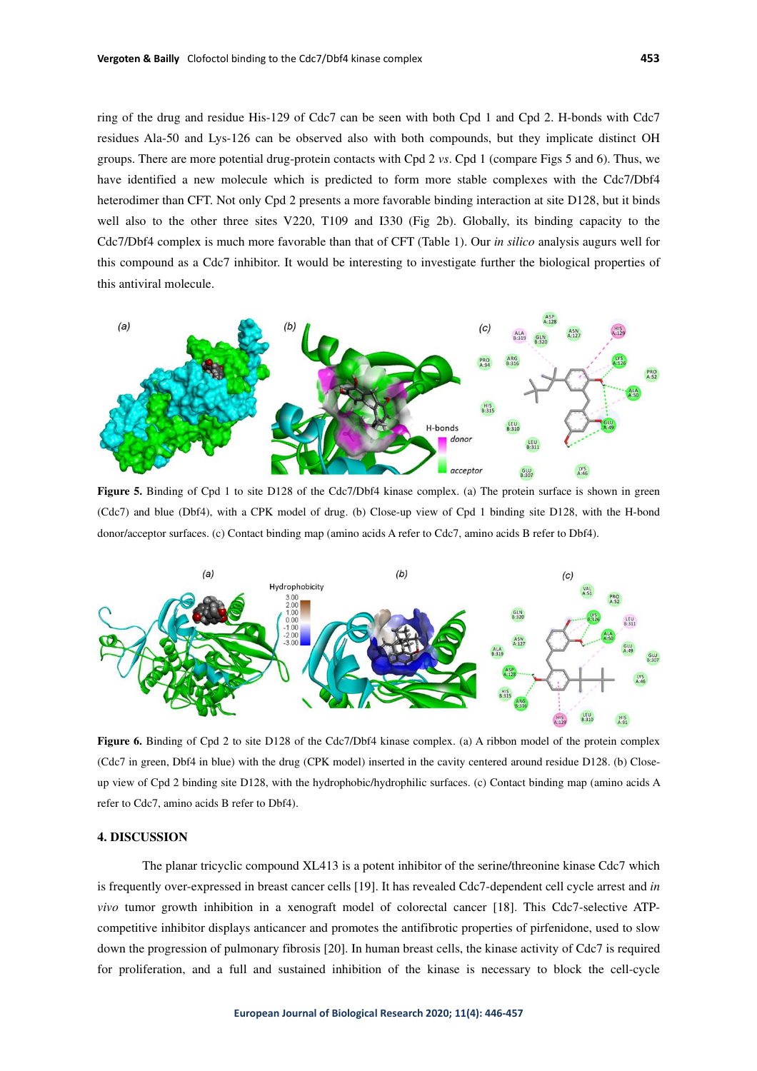ring of the drug and residue His-129 of Cdc7 can be seen with both Cpd 1 and Cpd 2. H-bonds with Cdc7 residues Ala-50 and Lys-126 can be observed also with both compounds, but they implicate distinct OH groups. There are more potential drug-protein contacts with Cpd 2 *vs*. Cpd 1 (compare Figs 5 and 6). Thus, we have identified a new molecule which is predicted to form more stable complexes with the Cdc7/Dbf4 heterodimer than CFT. Not only Cpd 2 presents a more favorable binding interaction at site D128, but it binds well also to the other three sites V220, T109 and I330 (Fig 2b). Globally, its binding capacity to the Cdc7/Dbf4 complex is much more favorable than that of CFT (Table 1). Our *in silico* analysis augurs well for this compound as a Cdc7 inhibitor. It would be interesting to investigate further the biological properties of this antiviral molecule.

**Figure 5.** Binding of Cpd 1 to site D128 of the Cdc7/Dbf4 kinase complex. (a) The protein surface is shown in green (Cdc7) and blue (Dbf4), with a CPK model of drug. (b) Close-up view of Cpd 1 binding site D128, with the H-bond donor/acceptor surfaces. (c) Contact binding map (amino acids A refer to Cdc7, amino acids B refer to Dbf4).

**Figure 6.** Binding of Cpd 2 to site D128 of the Cdc7/Dbf4 kinase complex. (a) A ribbon model of the protein complex (Cdc7 in green, Dbf4 in blue) with the drug (CPK model) inserted in the cavity centered around residue D128. (b) Close-up view of Cpd 2 binding site D128, with the hydrophobic/hydrophilic surfaces. (c) Contact binding map (amino acids A refer to Cdc7, amino acids B refer to Dbf4).

## 4. DISCUSSION

The planar tricyclic compound XL413 is a potent inhibitor of the serine/threonine kinase Cdc7 which is frequently over-expressed in breast cancer cells [19]. It has revealed Cdc7-dependent cell cycle arrest and *in vivo* tumor growth inhibition in a xenograft model of colorectal cancer [18]. This Cdc7-selective ATP-competitive inhibitor displays anticancer and promotes the antifibrotic properties of pirfenidone, used to slow down the progression of pulmonary fibrosis [20]. In human breast cells, the kinase activity of Cdc7 is required for proliferation, and a full and sustained inhibition of the kinase is necessary to block the cell-cycle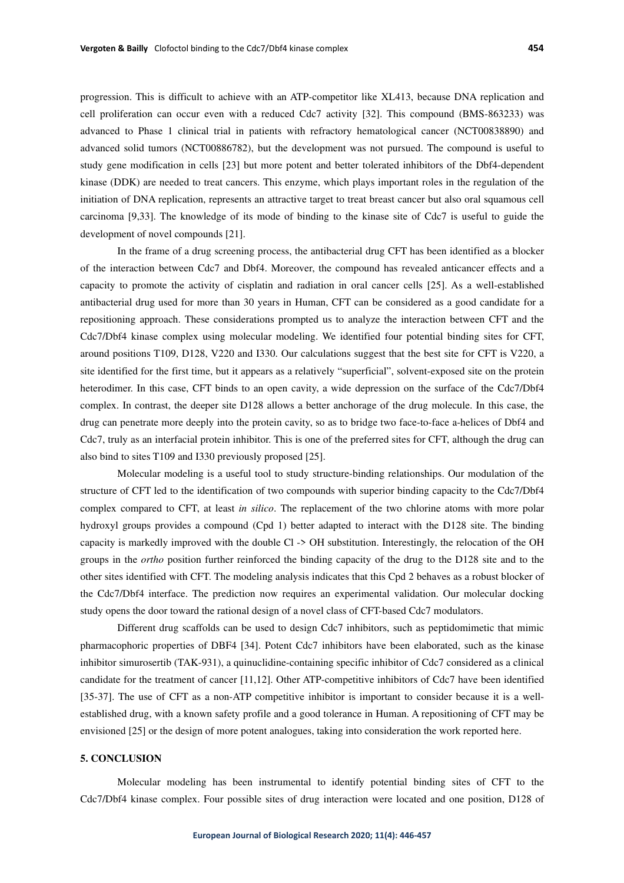progression. This is difficult to achieve with an ATP-competitor like XL413, because DNA replication and cell proliferation can occur even with a reduced Cdc7 activity [32]. This compound (BMS-863233) was advanced to Phase 1 clinical trial in patients with refractory hematological cancer (NCT00838890) and advanced solid tumors (NCT00886782), but the development was not pursued. The compound is useful to study gene modification in cells [23] but more potent and better tolerated inhibitors of the Dbf4-dependent kinase (DDK) are needed to treat cancers. This enzyme, which plays important roles in the regulation of the initiation of DNA replication, represents an attractive target to treat breast cancer but also oral squamous cell carcinoma [9,33]. The knowledge of its mode of binding to the kinase site of Cdc7 is useful to guide the development of novel compounds [21].

In the frame of a drug screening process, the antibacterial drug CFT has been identified as a blocker of the interaction between Cdc7 and Dbf4. Moreover, the compound has revealed anticancer effects and a capacity to promote the activity of cisplatin and radiation in oral cancer cells [25]. As a well-established antibacterial drug used for more than 30 years in Human, CFT can be considered as a good candidate for a repositioning approach. These considerations prompted us to analyze the interaction between CFT and the Cdc7/Dbf4 kinase complex using molecular modeling. We identified four potential binding sites for CFT, around positions T109, D128, V220 and I330. Our calculations suggest that the best site for CFT is V220, a site identified for the first time, but it appears as a relatively "superficial", solvent-exposed site on the protein heterodimer. In this case, CFT binds to an open cavity, a wide depression on the surface of the Cdc7/Dbf4 complex. In contrast, the deeper site D128 allows a better anchorage of the drug molecule. In this case, the drug can penetrate more deeply into the protein cavity, so as to bridge two face-to-face a-helices of Dbf4 and Cdc7, truly as an interfacial protein inhibitor. This is one of the preferred sites for CFT, although the drug can also bind to sites T109 and I330 previously proposed [25].

Molecular modeling is a useful tool to study structure-binding relationships. Our modulation of the structure of CFT led to the identification of two compounds with superior binding capacity to the Cdc7/Dbf4 complex compared to CFT, at least *in silico*. The replacement of the two chlorine atoms with more polar hydroxyl groups provides a compound (Cpd 1) better adapted to interact with the D128 site. The binding capacity is markedly improved with the double Cl -> OH substitution. Interestingly, the relocation of the OH groups in the *ortho* position further reinforced the binding capacity of the drug to the D128 site and to the other sites identified with CFT. The modeling analysis indicates that this Cpd 2 behaves as a robust blocker of the Cdc7/Dbf4 interface. The prediction now requires an experimental validation. Our molecular docking study opens the door toward the rational design of a novel class of CFT-based Cdc7 modulators.

Different drug scaffolds can be used to design Cdc7 inhibitors, such as peptidomimetic that mimic pharmacophoric properties of DBF4 [34]. Potent Cdc7 inhibitors have been elaborated, such as the kinase inhibitor simurosertib (TAK-931), a quinuclidine-containing specific inhibitor of Cdc7 considered as a clinical candidate for the treatment of cancer [11,12]. Other ATP-competitive inhibitors of Cdc7 have been identified [35-37]. The use of CFT as a non-ATP competitive inhibitor is important to consider because it is a well-established drug, with a known safety profile and a good tolerance in Human. A repositioning of CFT may be envisioned [25] or the design of more potent analogues, taking into consideration the work reported here.

## 5. CONCLUSION

Molecular modeling has been instrumental to identify potential binding sites of CFT to the Cdc7/Dbf4 kinase complex. Four possible sites of drug interaction were located and one position, D128 of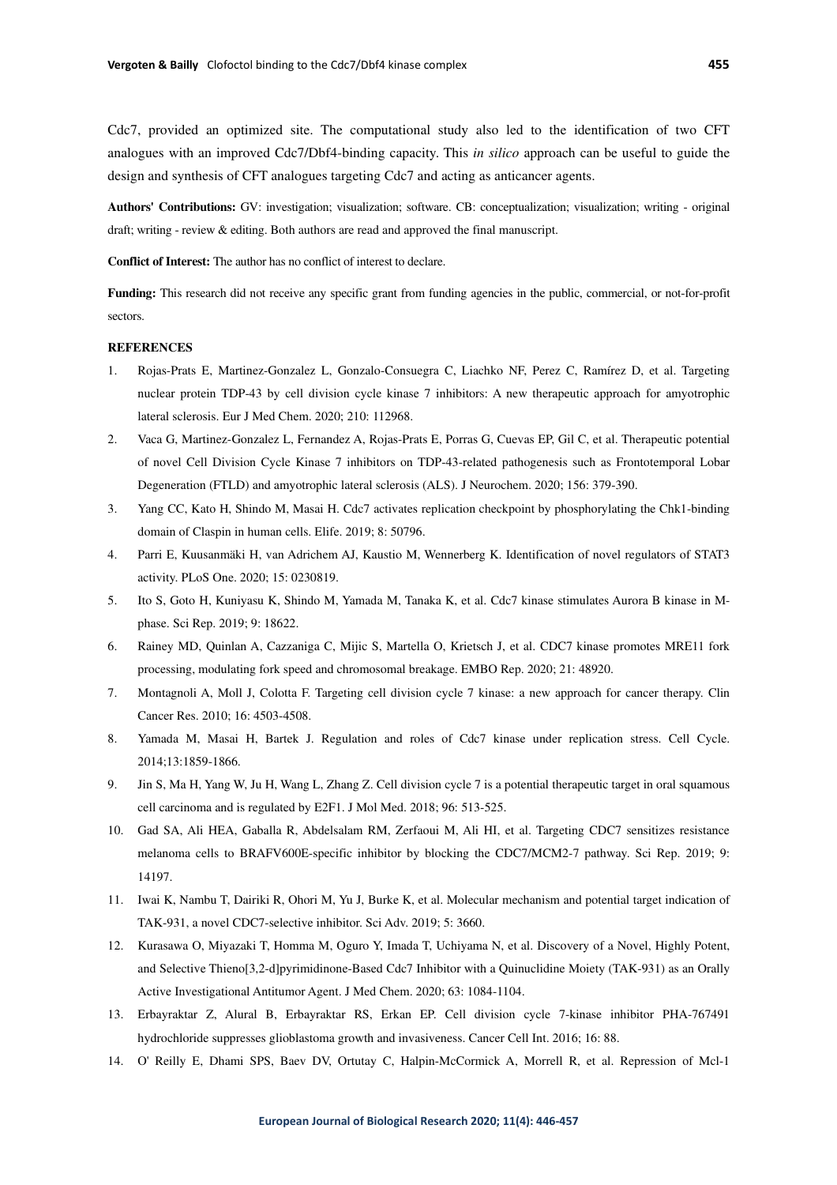Cdc7, provided an optimized site. The computational study also led to the identification of two CFT analogues with an improved Cdc7/Dbf4-binding capacity. This *in silico* approach can be useful to guide the design and synthesis of CFT analogues targeting Cdc7 and acting as anticancer agents.

**Authors' Contributions:** GV: investigation; visualization; software. CB: conceptualization; visualization; writing - original draft; writing - review & editing. Both authors are read and approved the final manuscript.

**Conflict of Interest:** The author has no conflict of interest to declare.

**Funding:** This research did not receive any specific grant from funding agencies in the public, commercial, or not-for-profit sectors.

**REFERENCES**

1. Rojas-Prats E, Martinez-Gonzalez L, Gonzalo-Consuegra C, Liachko NF, Perez C, Ramírez D, et al. Targeting nuclear protein TDP-43 by cell division cycle kinase 7 inhibitors: A new therapeutic approach for amyotrophic lateral sclerosis. Eur J Med Chem. 2020; 210: 112968.
2. Vaca G, Martinez-Gonzalez L, Fernandez A, Rojas-Prats E, Porras G, Cuevas EP, Gil C, et al. Therapeutic potential of novel Cell Division Cycle Kinase 7 inhibitors on TDP-43-related pathogenesis such as Frontotemporal Lobar Degeneration (FTLD) and amyotrophic lateral sclerosis (ALS). J Neurochem. 2020; 156: 379-390.
3. Yang CC, Kato H, Shindo M, Masai H. Cdc7 activates replication checkpoint by phosphorylating the Chk1-binding domain of Claspin in human cells. Elife. 2019; 8: 50796.
4. Parri E, Kuusanmäki H, van Adrichem AJ, Kaustio M, Wennerberg K. Identification of novel regulators of STAT3 activity. PLoS One. 2020; 15: 0230819.
5. Ito S, Goto H, Kuniyasu K, Shindo M, Yamada M, Tanaka K, et al. Cdc7 kinase stimulates Aurora B kinase in M-phase. Sci Rep. 2019; 9: 18622.
6. Rainey MD, Quinlan A, Cazzaniga C, Mijic S, Martella O, Krietsch J, et al. CDC7 kinase promotes MRE11 fork processing, modulating fork speed and chromosomal breakage. EMBO Rep. 2020; 21: 48920.
7. Montagnoli A, Moll J, Colotta F. Targeting cell division cycle 7 kinase: a new approach for cancer therapy. Clin Cancer Res. 2010; 16: 4503-4508.
8. Yamada M, Masai H, Bartek J. Regulation and roles of Cdc7 kinase under replication stress. Cell Cycle. 2014;13:1859-1866.
9. Jin S, Ma H, Yang W, Ju H, Wang L, Zhang Z. Cell division cycle 7 is a potential therapeutic target in oral squamous cell carcinoma and is regulated by E2F1. J Mol Med. 2018; 96: 513-525.
10. Gad SA, Ali HEA, Gaballa R, Abdelsalam RM, Zerfaoui M, Ali HI, et al. Targeting CDC7 sensitizes resistance melanoma cells to BRAFV600E-specific inhibitor by blocking the CDC7/MCM2-7 pathway. Sci Rep. 2019; 9: 14197.
11. Iwai K, Nambu T, Dairiki R, Ohori M, Yu J, Burke K, et al. Molecular mechanism and potential target indication of TAK-931, a novel CDC7-selective inhibitor. Sci Adv. 2019; 5: 3660.
12. Kurasawa O, Miyazaki T, Homma M, Oguro Y, Imada T, Uchiyama N, et al. Discovery of a Novel, Highly Potent, and Selective Thieno[3,2-d]pyrimidinone-Based Cdc7 Inhibitor with a Quinuclidine Moiety (TAK-931) as an Orally Active Investigational Antitumor Agent. J Med Chem. 2020; 63: 1084-1104.
13. Erbayraktar Z, Alural B, Erbayraktar RS, Erkan EP. Cell division cycle 7-kinase inhibitor PHA-767491 hydrochloride suppresses glioblastoma growth and invasiveness. Cancer Cell Int. 2016; 16: 88.
14. O' Reilly E, Dhami SPS, Baev DV, Ortutay C, Halpin-McCormick A, Morrell R, et al. Repression of Mcl-1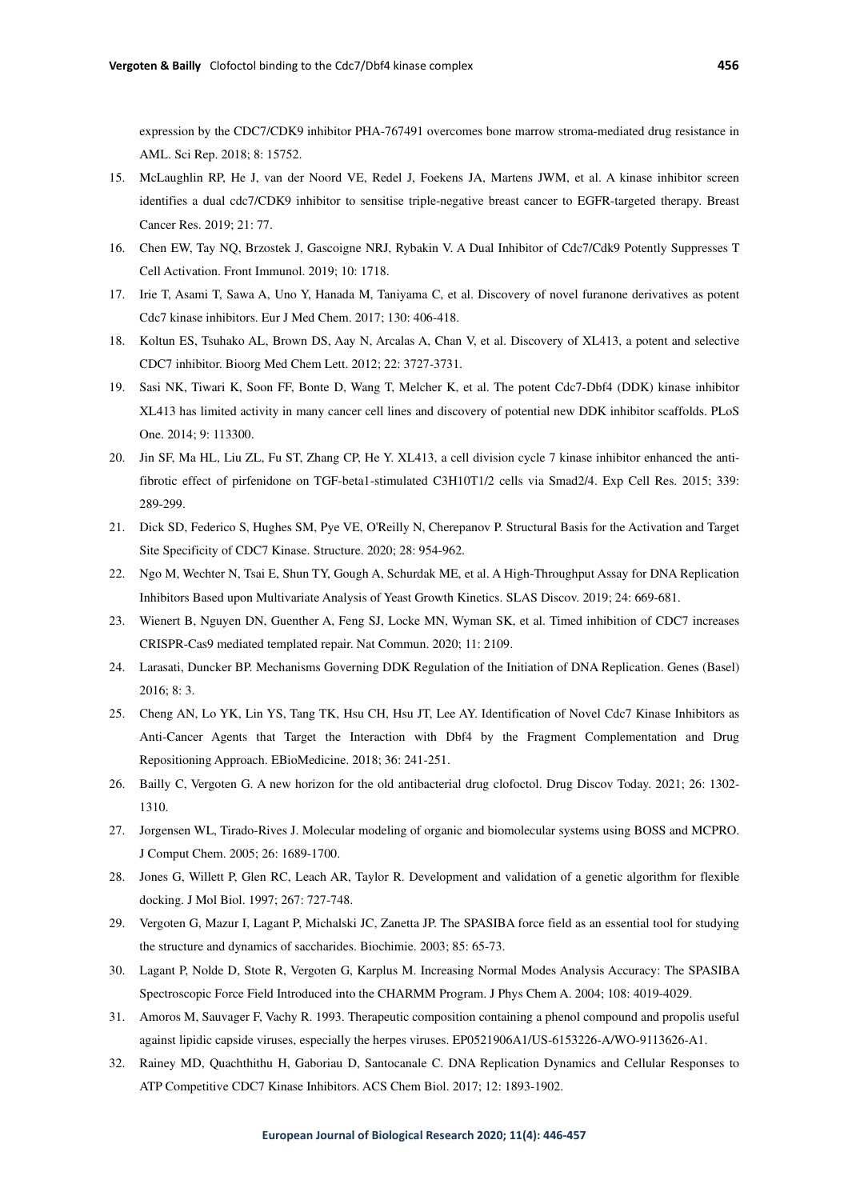expression by the CDC7/CDK9 inhibitor PHA-767491 overcomes bone marrow stroma-mediated drug resistance in AML. Sci Rep. 2018; 8: 15752.

15. McLaughlin RP, He J, van der Noord VE, Redel J, Foekens JA, Martens JWM, et al. A kinase inhibitor screen identifies a dual cdc7/CDK9 inhibitor to sensitise triple-negative breast cancer to EGFR-targeted therapy. Breast Cancer Res. 2019; 21: 77.
16. Chen EW, Tay NQ, Brzostek J, Gascoigne NRJ, Rybakin V. A Dual Inhibitor of Cdc7/Cdk9 Potently Suppresses T Cell Activation. Front Immunol. 2019; 10: 1718.
17. Irie T, Asami T, Sawa A, Uno Y, Hanada M, Taniyama C, et al. Discovery of novel furanone derivatives as potent Cdc7 kinase inhibitors. Eur J Med Chem. 2017; 130: 406-418.
18. Koltun ES, Tsuhako AL, Brown DS, Aay N, Arcalas A, Chan V, et al. Discovery of XL413, a potent and selective CDC7 inhibitor. Bioorg Med Chem Lett. 2012; 22: 3727-3731.
19. Sasi NK, Tiwari K, Soon FF, Bonte D, Wang T, Melcher K, et al. The potent Cdc7-Dbf4 (DDK) kinase inhibitor XL413 has limited activity in many cancer cell lines and discovery of potential new DDK inhibitor scaffolds. PLoS One. 2014; 9: 113300.
20. Jin SF, Ma HL, Liu ZL, Fu ST, Zhang CP, He Y. XL413, a cell division cycle 7 kinase inhibitor enhanced the anti-fibrotic effect of pirfenidone on TGF-beta1-stimulated C3H10T1/2 cells via Smad2/4. Exp Cell Res. 2015; 339: 289-299.
21. Dick SD, Federico S, Hughes SM, Pye VE, O'Reilly N, Cherepanov P. Structural Basis for the Activation and Target Site Specificity of CDC7 Kinase. Structure. 2020; 28: 954-962.
22. Ngo M, Wechter N, Tsai E, Shun TY, Gough A, Schurdak ME, et al. A High-Throughput Assay for DNA Replication Inhibitors Based upon Multivariate Analysis of Yeast Growth Kinetics. SLAS Discov. 2019; 24: 669-681.
23. Wienert B, Nguyen DN, Guenther A, Feng SJ, Locke MN, Wyman SK, et al. Timed inhibition of CDC7 increases CRISPR-Cas9 mediated templated repair. Nat Commun. 2020; 11: 2109.
24. Larasati, Duncker BP. Mechanisms Governing DDK Regulation of the Initiation of DNA Replication. Genes (Basel) 2016; 8: 3.
25. Cheng AN, Lo YK, Lin YS, Tang TK, Hsu CH, Hsu JT, Lee AY. Identification of Novel Cdc7 Kinase Inhibitors as Anti-Cancer Agents that Target the Interaction with Dbf4 by the Fragment Complementation and Drug Repositioning Approach. EBioMedicine. 2018; 36: 241-251.
26. Bailly C, Vergoten G. A new horizon for the old antibacterial drug clofoctol. Drug Discov Today. 2021; 26: 1302-1310.
27. Jorgensen WL, Tirado-Rives J. Molecular modeling of organic and biomolecular systems using BOSS and MCPRO. J Comput Chem. 2005; 26: 1689-1700.
28. Jones G, Willett P, Glen RC, Leach AR, Taylor R. Development and validation of a genetic algorithm for flexible docking. J Mol Biol. 1997; 267: 727-748.
29. Vergoten G, Mazur I, Lagant P, Michalski JC, Zanetta JP. The SPASIBA force field as an essential tool for studying the structure and dynamics of saccharides. Biochimie. 2003; 85: 65-73.
30. Lagant P, Nolde D, Stote R, Vergoten G, Karplus M. Increasing Normal Modes Analysis Accuracy: The SPASIBA Spectroscopic Force Field Introduced into the CHARMM Program. J Phys Chem A. 2004; 108: 4019-4029.
31. Amoros M, Sauvager F, Vachy R. 1993. Therapeutic composition containing a phenol compound and propolis useful against lipidic capside viruses, especially the herpes viruses. EP0521906A1/US-6153226-A/WO-9113626-A1.
32. Rainey MD, Quachthithu H, Gaboriau D, Santocanale C. DNA Replication Dynamics and Cellular Responses to ATP Competitive CDC7 Kinase Inhibitors. ACS Chem Biol. 2017; 12: 1893-1902.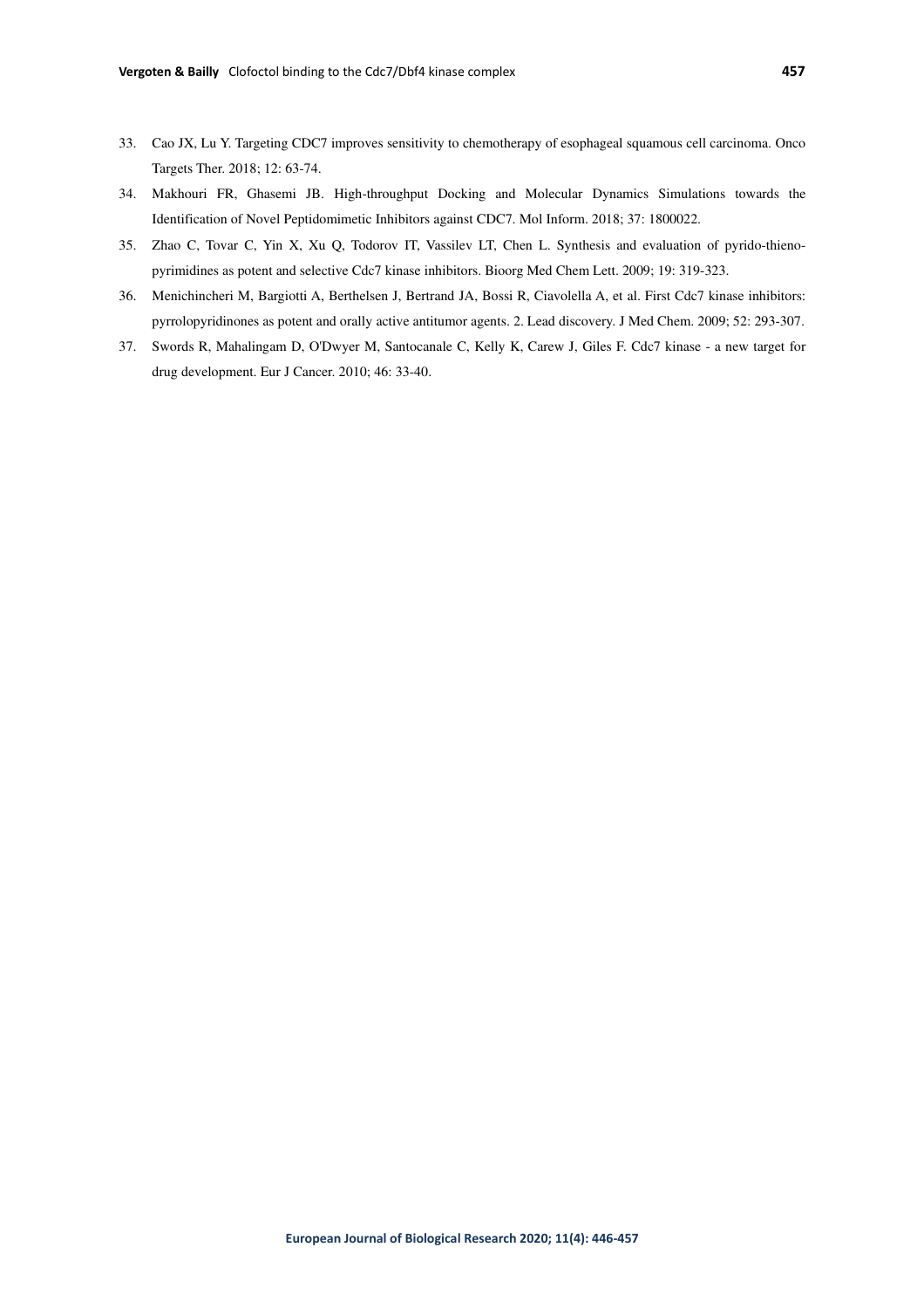33. Cao JX, Lu Y. Targeting CDC7 improves sensitivity to chemotherapy of esophageal squamous cell carcinoma. Onco Targets Ther. 2018; 12: 63-74.
34. Makhouri FR, Ghasemi JB. High-throughput Docking and Molecular Dynamics Simulations towards the Identification of Novel Peptidomimetic Inhibitors against CDC7. Mol Inform. 2018; 37: 1800022.
35. Zhao C, Tovar C, Yin X, Xu Q, Todorov IT, Vassilev LT, Chen L. Synthesis and evaluation of pyrido-thieno-pyrimidines as potent and selective Cdc7 kinase inhibitors. Bioorg Med Chem Lett. 2009; 19: 319-323.
36. Menichincheri M, Bargiotti A, Berthelsen J, Bertrand JA, Bossi R, Ciavolella A, et al. First Cdc7 kinase inhibitors: pyrrolopyridinones as potent and orally active antitumor agents. 2. Lead discovery. J Med Chem. 2009; 52: 293-307.
37. Swords R, Mahalingam D, O'Dwyer M, Santocanale C, Kelly K, Carew J, Giles F. Cdc7 kinase - a new target for drug development. Eur J Cancer. 2010; 46: 33-40.